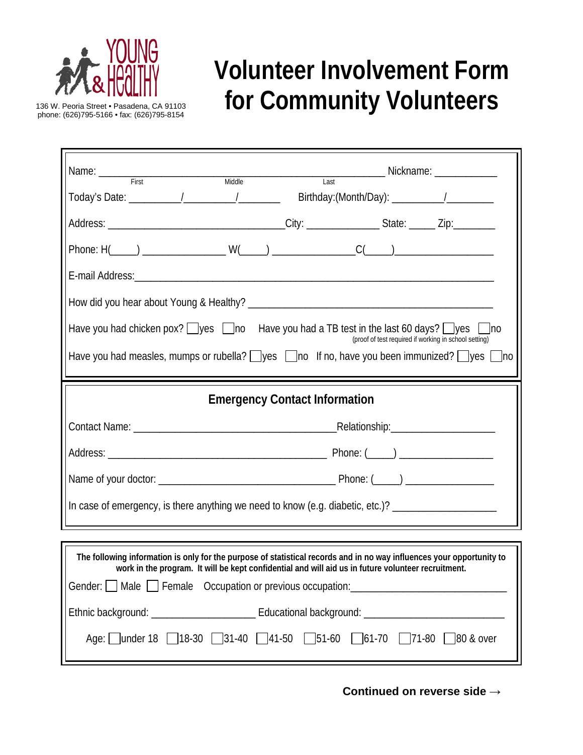YOUNG & HEALTHY

136 W. Peoria Street • Pasadena, CA 91103
phone: (626)795-5166 • fax: (626)795-8154

# Volunteer Involvement Form for Community Volunteers

Name: ______________________________________________________ Nickname: ____________
First Middle Last

Today's Date: _________/_________/________ Birthday:(Month/Day): _________/_________

Address: _________________________________City: ______________ State: _____ Zip:________

Phone: H(____) _______________ W(____) _______________C(____)__________________

E-mail Address:_______________________________________________________________________

How did you hear about Young & Healthy? _______________________________________________

Have you had chicken pox? ☐yes ☐no Have you had a TB test in the last 60 days? ☐yes ☐no
(proof of test required if working in school setting)

Have you had measles, mumps or rubella? ☐yes ☐no If no, have you been immunized? ☐yes ☐no

## Emergency Contact Information

Contact Name: ______________________________________Relationship:___________________

Address: ________________________________________ Phone: (____) _________________

Name of your doctor: _________________________________ Phone: (____) ________________

In case of emergency, is there anything we need to know (e.g. diabetic, etc.)? __________________

**The following information is only for the purpose of statistical records and in no way influences your opportunity to work in the program. It will be kept confidential and will aid us in future volunteer recruitment.**

Gender: ☐ Male ☐ Female Occupation or previous occupation:_____________________________

Ethnic background: ___________________ Educational background: _________________________

Age: ☐under 18 ☐18-30 ☐31-40 ☐41-50 ☐51-60 ☐61-70 ☐71-80 ☐80 & over

**Continued on reverse side →**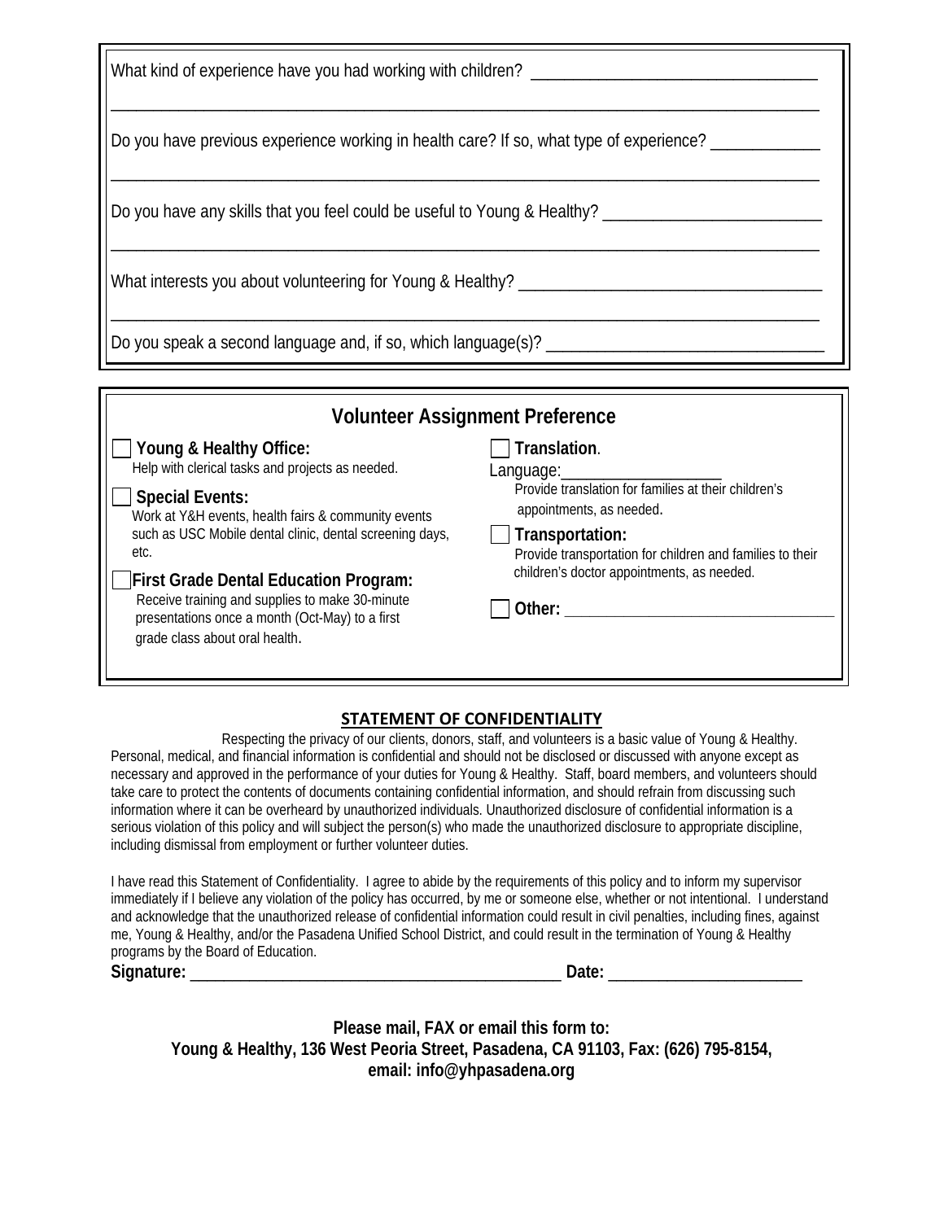What kind of experience have you had working with children? ________________________________

_______________________________________________________________________________

Do you have previous experience working in health care? If so, what type of experience? ____________

_______________________________________________________________________________

Do you have any skills that you feel could be useful to Young & Healthy? _________________________

_______________________________________________________________________________

What interests you about volunteering for Young & Healthy? ___________________________________

_______________________________________________________________________________

Do you speak a second language and, if so, which language(s)? ______________________________

## Volunteer Assignment Preference

☐ **Young & Healthy Office:**
Help with clerical tasks and projects as needed.

☐ **Special Events:**
Work at Y&H events, health fairs & community events such as USC Mobile dental clinic, dental screening days, etc.

☐ **First Grade Dental Education Program:**
Receive training and supplies to make 30-minute presentations once a month (Oct-May) to a first grade class about oral health.

☐ **Translation**.
Language:___________________
Provide translation for families at their children's appointments, as needed.

☐ **Transportation:**
Provide transportation for children and families to their children's doctor appointments, as needed.

☐ **Other:** _________________________________

## STATEMENT OF CONFIDENTIALITY

Respecting the privacy of our clients, donors, staff, and volunteers is a basic value of Young & Healthy. Personal, medical, and financial information is confidential and should not be disclosed or discussed with anyone except as necessary and approved in the performance of your duties for Young & Healthy. Staff, board members, and volunteers should take care to protect the contents of documents containing confidential information, and should refrain from discussing such information where it can be overheard by unauthorized individuals. Unauthorized disclosure of confidential information is a serious violation of this policy and will subject the person(s) who made the unauthorized disclosure to appropriate discipline, including dismissal from employment or further volunteer duties.

I have read this Statement of Confidentiality. I agree to abide by the requirements of this policy and to inform my supervisor immediately if I believe any violation of the policy has occurred, by me or someone else, whether or not intentional. I understand and acknowledge that the unauthorized release of confidential information could result in civil penalties, including fines, against me, Young & Healthy, and/or the Pasadena Unified School District, and could result in the termination of Young & Healthy programs by the Board of Education.

**Signature:** ____________________________________________ **Date:** ______________________

**Please mail, FAX or email this form to:**
**Young & Healthy, 136 West Peoria Street, Pasadena, CA 91103, Fax: (626) 795-8154,**
**email: info@yhpasadena.org**